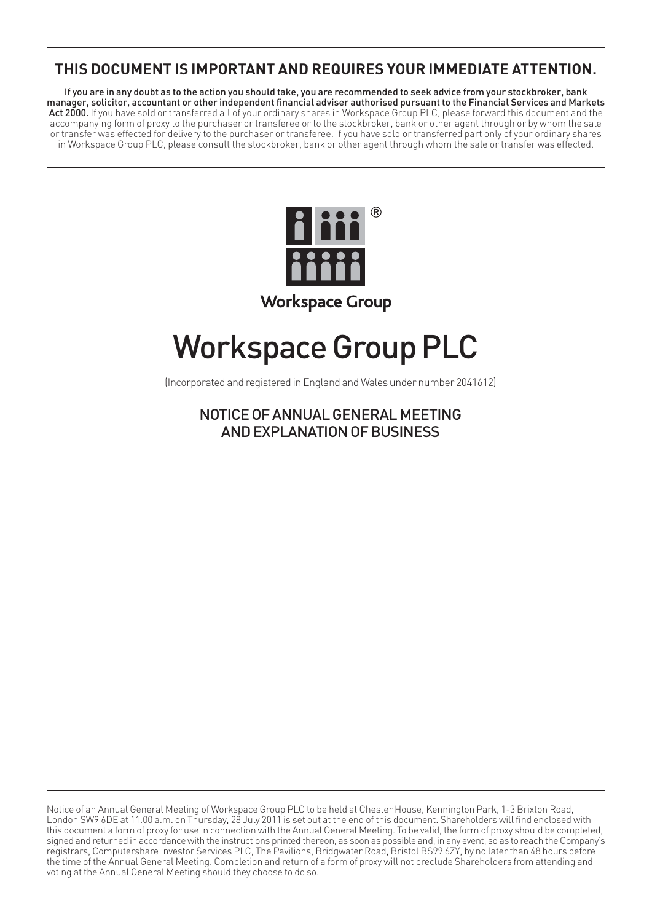# THIS DOCUMENT IS IMPORTANT AND REQUIRES YOUR IMMEDIATE ATTENTION.

**If you are in any doubt as to the action you should take, you are recommended to seek advice from your stockbroker, bank manager, solicitor, accountant or other independent financial adviser authorised pursuant to the Financial Services and Markets Act 2000.** If you have sold or transferred all of your ordinary shares in Workspace Group PLC, please forward this document and the accompanying form of proxy to the purchaser or transferee or to the stockbroker, bank or other agent through or by whom the sale or transfer was effected for delivery to the purchaser or transferee. If you have sold or transferred part only of your ordinary shares in Workspace Group PLC, please consult the stockbroker, bank or other agent through whom the sale or transfer was effected.

Workspace Group

# Workspace Group PLC

(Incorporated and registered in England and Wales under number 2041612)

## NOTICE OF ANNUAL GENERAL MEETING AND EXPLANATION OF BUSINESS

Notice of an Annual General Meeting of Workspace Group PLC to be held at Chester House, Kennington Park, 1-3 Brixton Road, London SW9 6DE at 11.00 a.m. on Thursday, 28 July 2011 is set out at the end of this document. Shareholders will find enclosed with this document a form of proxy for use in connection with the Annual General Meeting. To be valid, the form of proxy should be completed, signed and returned in accordance with the instructions printed thereon, as soon as possible and, in any event, so as to reach the Company's registrars, Computershare Investor Services PLC, The Pavilions, Bridgwater Road, Bristol BS99 6ZY, by no later than 48 hours before the time of the Annual General Meeting. Completion and return of a form of proxy will not preclude Shareholders from attending and voting at the Annual General Meeting should they choose to do so.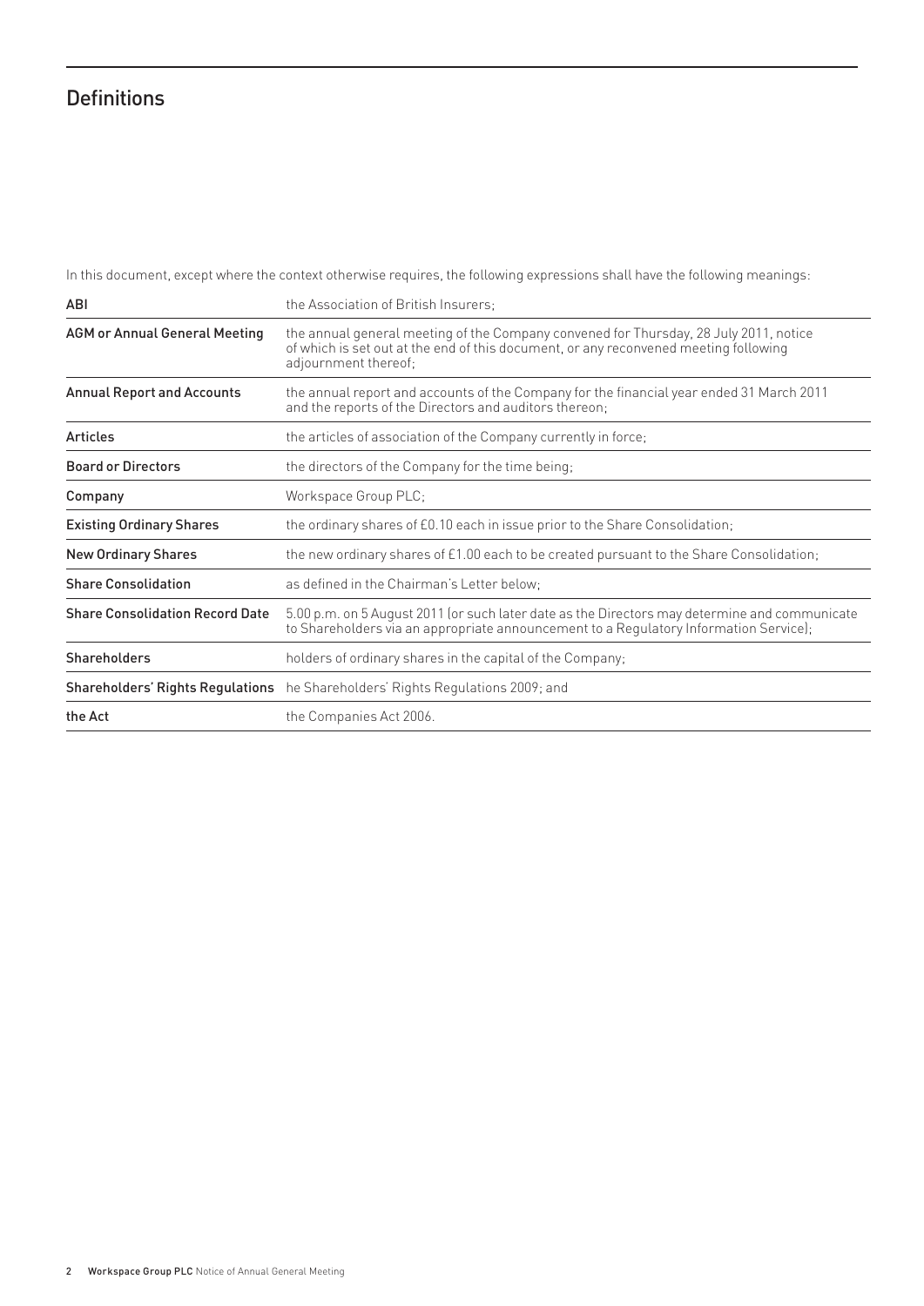# Definitions

In this document, except where the context otherwise requires, the following expressions shall have the following meanings:

| | |
|---|---|
| **ABI** | the Association of British Insurers; |
| **AGM or Annual General Meeting** | the annual general meeting of the Company convened for Thursday, 28 July 2011, notice of which is set out at the end of this document, or any reconvened meeting following adjournment thereof; |
| **Annual Report and Accounts** | the annual report and accounts of the Company for the financial year ended 31 March 2011 and the reports of the Directors and auditors thereon; |
| **Articles** | the articles of association of the Company currently in force; |
| **Board or Directors** | the directors of the Company for the time being; |
| **Company** | Workspace Group PLC; |
| **Existing Ordinary Shares** | the ordinary shares of £0.10 each in issue prior to the Share Consolidation; |
| **New Ordinary Shares** | the new ordinary shares of £1.00 each to be created pursuant to the Share Consolidation; |
| **Share Consolidation** | as defined in the Chairman's Letter below; |
| **Share Consolidation Record Date** | 5.00 p.m. on 5 August 2011 (or such later date as the Directors may determine and communicate to Shareholders via an appropriate announcement to a Regulatory Information Service); |
| **Shareholders** | holders of ordinary shares in the capital of the Company; |
| **Shareholders' Rights Regulations** | he Shareholders' Rights Regulations 2009; and |
| **the Act** | the Companies Act 2006. |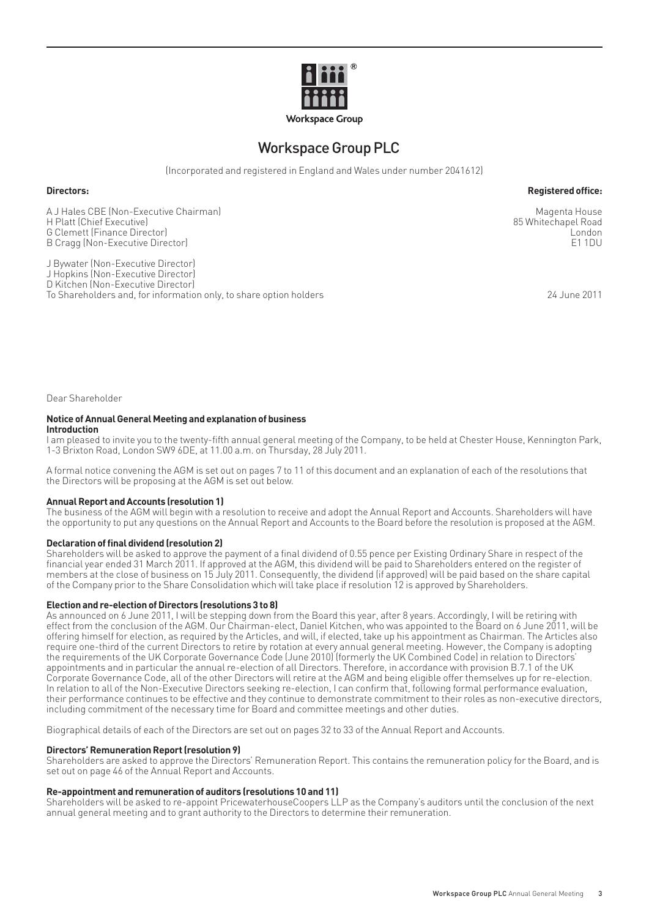Workspace Group

# Workspace Group PLC

(Incorporated and registered in England and Wales under number 2041612)

**Directors:**

A J Hales CBE (Non-Executive Chairman)
H Platt (Chief Executive)
G Clemett (Finance Director)
B Cragg (Non-Executive Director)

J Bywater (Non-Executive Director)
J Hopkins (Non-Executive Director)
D Kitchen (Non-Executive Director)

**Registered office:**

Magenta House
85 Whitechapel Road
London
E1 1DU

To Shareholders and, for information only, to share option holders

24 June 2011

Dear Shareholder

**Notice of Annual General Meeting and explanation of business**

**Introduction**

I am pleased to invite you to the twenty-fifth annual general meeting of the Company, to be held at Chester House, Kennington Park, 1-3 Brixton Road, London SW9 6DE, at 11.00 a.m. on Thursday, 28 July 2011.

A formal notice convening the AGM is set out on pages 7 to 11 of this document and an explanation of each of the resolutions that the Directors will be proposing at the AGM is set out below.

**Annual Report and Accounts (resolution 1)**

The business of the AGM will begin with a resolution to receive and adopt the Annual Report and Accounts. Shareholders will have the opportunity to put any questions on the Annual Report and Accounts to the Board before the resolution is proposed at the AGM.

**Declaration of final dividend (resolution 2)**

Shareholders will be asked to approve the payment of a final dividend of 0.55 pence per Existing Ordinary Share in respect of the financial year ended 31 March 2011. If approved at the AGM, this dividend will be paid to Shareholders entered on the register of members at the close of business on 15 July 2011. Consequently, the dividend (if approved) will be paid based on the share capital of the Company prior to the Share Consolidation which will take place if resolution 12 is approved by Shareholders.

**Election and re-election of Directors (resolutions 3 to 8)**

As announced on 6 June 2011, I will be stepping down from the Board this year, after 8 years. Accordingly, I will be retiring with effect from the conclusion of the AGM. Our Chairman-elect, Daniel Kitchen, who was appointed to the Board on 6 June 2011, will be offering himself for election, as required by the Articles, and will, if elected, take up his appointment as Chairman. The Articles also require one-third of the current Directors to retire by rotation at every annual general meeting. However, the Company is adopting the requirements of the UK Corporate Governance Code (June 2010) (formerly the UK Combined Code) in relation to Directors' appointments and in particular the annual re-election of all Directors. Therefore, in accordance with provision B.7.1 of the UK Corporate Governance Code, all of the other Directors will retire at the AGM and being eligible offer themselves up for re-election. In relation to all of the Non-Executive Directors seeking re-election, I can confirm that, following formal performance evaluation, their performance continues to be effective and they continue to demonstrate commitment to their roles as non-executive directors, including commitment of the necessary time for Board and committee meetings and other duties.

Biographical details of each of the Directors are set out on pages 32 to 33 of the Annual Report and Accounts.

**Directors' Remuneration Report (resolution 9)**

Shareholders are asked to approve the Directors' Remuneration Report. This contains the remuneration policy for the Board, and is set out on page 46 of the Annual Report and Accounts.

**Re-appointment and remuneration of auditors (resolutions 10 and 11)**

Shareholders will be asked to re-appoint PricewaterhouseCoopers LLP as the Company's auditors until the conclusion of the next annual general meeting and to grant authority to the Directors to determine their remuneration.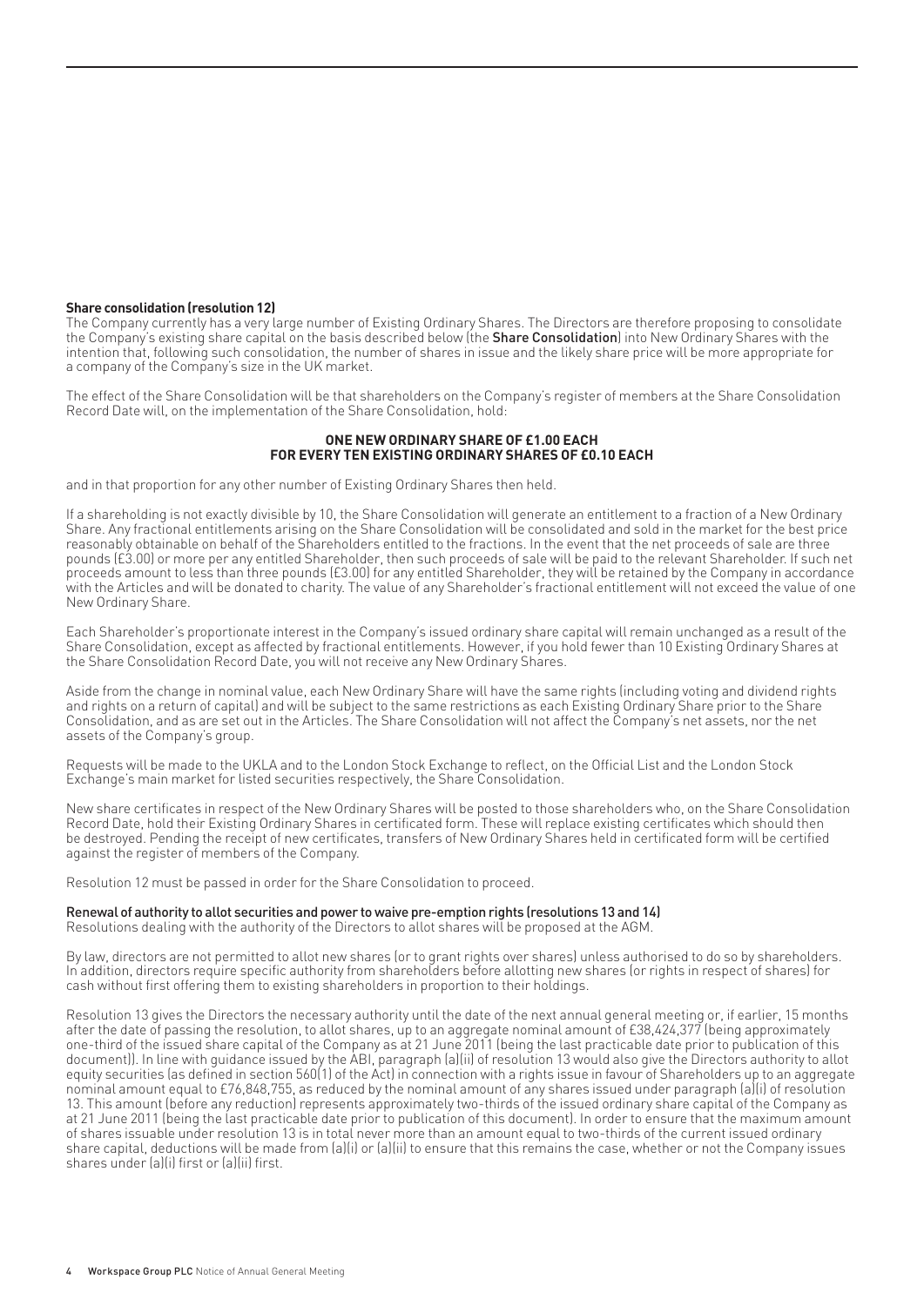**Share consolidation (resolution 12)**

The Company currently has a very large number of Existing Ordinary Shares. The Directors are therefore proposing to consolidate the Company's existing share capital on the basis described below (the **Share Consolidation**) into New Ordinary Shares with the intention that, following such consolidation, the number of shares in issue and the likely share price will be more appropriate for a company of the Company's size in the UK market.

The effect of the Share Consolidation will be that shareholders on the Company's register of members at the Share Consolidation Record Date will, on the implementation of the Share Consolidation, hold:

**ONE NEW ORDINARY SHARE OF £1.00 EACH FOR EVERY TEN EXISTING ORDINARY SHARES OF £0.10 EACH**

and in that proportion for any other number of Existing Ordinary Shares then held.

If a shareholding is not exactly divisible by 10, the Share Consolidation will generate an entitlement to a fraction of a New Ordinary Share. Any fractional entitlements arising on the Share Consolidation will be consolidated and sold in the market for the best price reasonably obtainable on behalf of the Shareholders entitled to the fractions. In the event that the net proceeds of sale are three pounds (£3.00) or more per any entitled Shareholder, then such proceeds of sale will be paid to the relevant Shareholder. If such net proceeds amount to less than three pounds (£3.00) for any entitled Shareholder, they will be retained by the Company in accordance with the Articles and will be donated to charity. The value of any Shareholder's fractional entitlement will not exceed the value of one New Ordinary Share.

Each Shareholder's proportionate interest in the Company's issued ordinary share capital will remain unchanged as a result of the Share Consolidation, except as affected by fractional entitlements. However, if you hold fewer than 10 Existing Ordinary Shares at the Share Consolidation Record Date, you will not receive any New Ordinary Shares.

Aside from the change in nominal value, each New Ordinary Share will have the same rights (including voting and dividend rights and rights on a return of capital) and will be subject to the same restrictions as each Existing Ordinary Share prior to the Share Consolidation, and as are set out in the Articles. The Share Consolidation will not affect the Company's net assets, nor the net assets of the Company's group.

Requests will be made to the UKLA and to the London Stock Exchange to reflect, on the Official List and the London Stock Exchange's main market for listed securities respectively, the Share Consolidation.

New share certificates in respect of the New Ordinary Shares will be posted to those shareholders who, on the Share Consolidation Record Date, hold their Existing Ordinary Shares in certificated form. These will replace existing certificates which should then be destroyed. Pending the receipt of new certificates, transfers of New Ordinary Shares held in certificated form will be certified against the register of members of the Company.

Resolution 12 must be passed in order for the Share Consolidation to proceed.

**Renewal of authority to allot securities and power to waive pre-emption rights (resolutions 13 and 14)**

Resolutions dealing with the authority of the Directors to allot shares will be proposed at the AGM.

By law, directors are not permitted to allot new shares (or to grant rights over shares) unless authorised to do so by shareholders. In addition, directors require specific authority from shareholders before allotting new shares (or rights in respect of shares) for cash without first offering them to existing shareholders in proportion to their holdings.

Resolution 13 gives the Directors the necessary authority until the date of the next annual general meeting or, if earlier, 15 months after the date of passing the resolution, to allot shares, up to an aggregate nominal amount of £38,424,377 (being approximately one-third of the issued share capital of the Company as at 21 June 2011 (being the last practicable date prior to publication of this document)). In line with guidance issued by the ABI, paragraph (a)(ii) of resolution 13 would also give the Directors authority to allot equity securities (as defined in section 560(1) of the Act) in connection with a rights issue in favour of Shareholders up to an aggregate nominal amount equal to £76,848,755, as reduced by the nominal amount of any shares issued under paragraph (a)(i) of resolution 13. This amount (before any reduction) represents approximately two-thirds of the issued ordinary share capital of the Company as at 21 June 2011 (being the last practicable date prior to publication of this document). In order to ensure that the maximum amount of shares issuable under resolution 13 is in total never more than an amount equal to two-thirds of the current issued ordinary share capital, deductions will be made from (a)(i) or (a)(ii) to ensure that this remains the case, whether or not the Company issues shares under (a)(i) first or (a)(ii) first.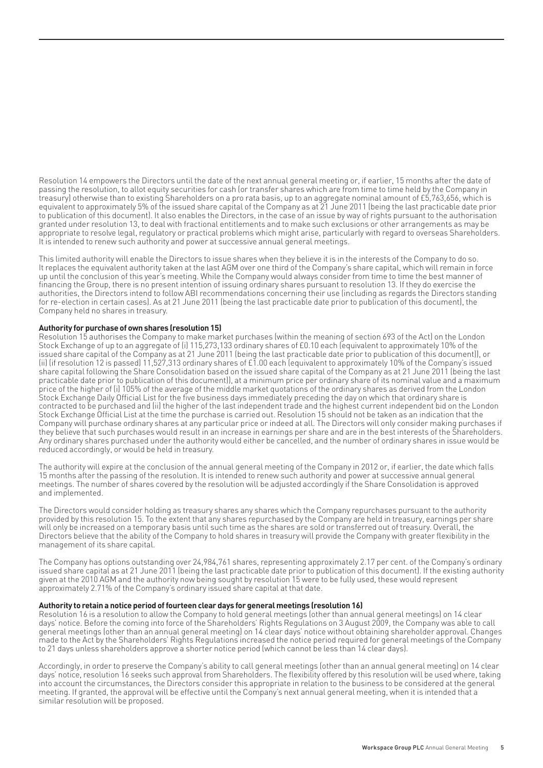Resolution 14 empowers the Directors until the date of the next annual general meeting or, if earlier, 15 months after the date of passing the resolution, to allot equity securities for cash (or transfer shares which are from time to time held by the Company in treasury) otherwise than to existing Shareholders on a pro rata basis, up to an aggregate nominal amount of £5,763,656, which is equivalent to approximately 5% of the issued share capital of the Company as at 21 June 2011 (being the last practicable date prior to publication of this document). It also enables the Directors, in the case of an issue by way of rights pursuant to the authorisation granted under resolution 13, to deal with fractional entitlements and to make such exclusions or other arrangements as may be appropriate to resolve legal, regulatory or practical problems which might arise, particularly with regard to overseas Shareholders. It is intended to renew such authority and power at successive annual general meetings.

This limited authority will enable the Directors to issue shares when they believe it is in the interests of the Company to do so. It replaces the equivalent authority taken at the last AGM over one third of the Company's share capital, which will remain in force up until the conclusion of this year's meeting. While the Company would always consider from time to time the best manner of financing the Group, there is no present intention of issuing ordinary shares pursuant to resolution 13. If they do exercise the authorities, the Directors intend to follow ABI recommendations concerning their use (including as regards the Directors standing for re-election in certain cases). As at 21 June 2011 (being the last practicable date prior to publication of this document), the Company held no shares in treasury.

**Authority for purchase of own shares (resolution 15)**

Resolution 15 authorises the Company to make market purchases (within the meaning of section 693 of the Act) on the London Stock Exchange of up to an aggregate of (i) 115,273,133 ordinary shares of £0.10 each (equivalent to approximately 10% of the issued share capital of the Company as at 21 June 2011 (being the last practicable date prior to publication of this document)), or (ii) (if resolution 12 is passed) 11,527,313 ordinary shares of £1.00 each (equivalent to approximately 10% of the Company's issued share capital following the Share Consolidation based on the issued share capital of the Company as at 21 June 2011 (being the last practicable date prior to publication of this document)), at a minimum price per ordinary share of its nominal value and a maximum price of the higher of (i) 105% of the average of the middle market quotations of the ordinary shares as derived from the London Stock Exchange Daily Official List for the five business days immediately preceding the day on which that ordinary share is contracted to be purchased and (ii) the higher of the last independent trade and the highest current independent bid on the London Stock Exchange Official List at the time the purchase is carried out. Resolution 15 should not be taken as an indication that the Company will purchase ordinary shares at any particular price or indeed at all. The Directors will only consider making purchases if they believe that such purchases would result in an increase in earnings per share and are in the best interests of the Shareholders. Any ordinary shares purchased under the authority would either be cancelled, and the number of ordinary shares in issue would be reduced accordingly, or would be held in treasury.

The authority will expire at the conclusion of the annual general meeting of the Company in 2012 or, if earlier, the date which falls 15 months after the passing of the resolution. It is intended to renew such authority and power at successive annual general meetings. The number of shares covered by the resolution will be adjusted accordingly if the Share Consolidation is approved and implemented.

The Directors would consider holding as treasury shares any shares which the Company repurchases pursuant to the authority provided by this resolution 15. To the extent that any shares repurchased by the Company are held in treasury, earnings per share will only be increased on a temporary basis until such time as the shares are sold or transferred out of treasury. Overall, the Directors believe that the ability of the Company to hold shares in treasury will provide the Company with greater flexibility in the management of its share capital.

The Company has options outstanding over 24,984,761 shares, representing approximately 2.17 per cent. of the Company's ordinary issued share capital as at 21 June 2011 (being the last practicable date prior to publication of this document). If the existing authority given at the 2010 AGM and the authority now being sought by resolution 15 were to be fully used, these would represent approximately 2.71% of the Company's ordinary issued share capital at that date.

**Authority to retain a notice period of fourteen clear days for general meetings (resolution 16)**

Resolution 16 is a resolution to allow the Company to hold general meetings (other than annual general meetings) on 14 clear days' notice. Before the coming into force of the Shareholders' Rights Regulations on 3 August 2009, the Company was able to call general meetings (other than an annual general meeting) on 14 clear days' notice without obtaining shareholder approval. Changes made to the Act by the Shareholders' Rights Regulations increased the notice period required for general meetings of the Company to 21 days unless shareholders approve a shorter notice period (which cannot be less than 14 clear days).

Accordingly, in order to preserve the Company's ability to call general meetings (other than an annual general meeting) on 14 clear days' notice, resolution 16 seeks such approval from Shareholders. The flexibility offered by this resolution will be used where, taking into account the circumstances, the Directors consider this appropriate in relation to the business to be considered at the general meeting. If granted, the approval will be effective until the Company's next annual general meeting, when it is intended that a similar resolution will be proposed.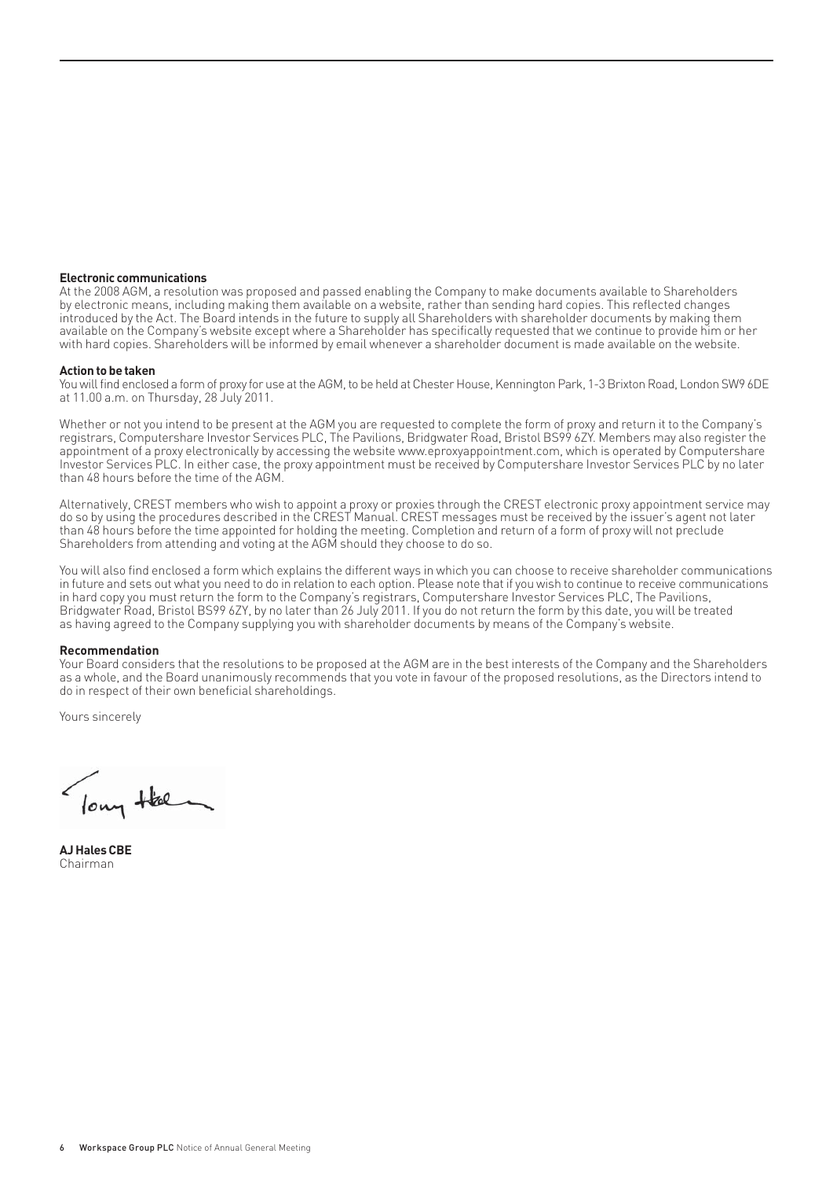**Electronic communications**

At the 2008 AGM, a resolution was proposed and passed enabling the Company to make documents available to Shareholders by electronic means, including making them available on a website, rather than sending hard copies. This reflected changes introduced by the Act. The Board intends in the future to supply all Shareholders with shareholder documents by making them available on the Company's website except where a Shareholder has specifically requested that we continue to provide him or her with hard copies. Shareholders will be informed by email whenever a shareholder document is made available on the website.

**Action to be taken**

You will find enclosed a form of proxy for use at the AGM, to be held at Chester House, Kennington Park, 1-3 Brixton Road, London SW9 6DE at 11.00 a.m. on Thursday, 28 July 2011.

Whether or not you intend to be present at the AGM you are requested to complete the form of proxy and return it to the Company's registrars, Computershare Investor Services PLC, The Pavilions, Bridgwater Road, Bristol BS99 6ZY. Members may also register the appointment of a proxy electronically by accessing the website www.eproxyappointment.com, which is operated by Computershare Investor Services PLC. In either case, the proxy appointment must be received by Computershare Investor Services PLC by no later than 48 hours before the time of the AGM.

Alternatively, CREST members who wish to appoint a proxy or proxies through the CREST electronic proxy appointment service may do so by using the procedures described in the CREST Manual. CREST messages must be received by the issuer's agent not later than 48 hours before the time appointed for holding the meeting. Completion and return of a form of proxy will not preclude Shareholders from attending and voting at the AGM should they choose to do so.

You will also find enclosed a form which explains the different ways in which you can choose to receive shareholder communications in future and sets out what you need to do in relation to each option. Please note that if you wish to continue to receive communications in hard copy you must return the form to the Company's registrars, Computershare Investor Services PLC, The Pavilions, Bridgwater Road, Bristol BS99 6ZY, by no later than 26 July 2011. If you do not return the form by this date, you will be treated as having agreed to the Company supplying you with shareholder documents by means of the Company's website.

**Recommendation**

Your Board considers that the resolutions to be proposed at the AGM are in the best interests of the Company and the Shareholders as a whole, and the Board unanimously recommends that you vote in favour of the proposed resolutions, as the Directors intend to do in respect of their own beneficial shareholdings.

Yours sincerely

**AJ Hales CBE**
Chairman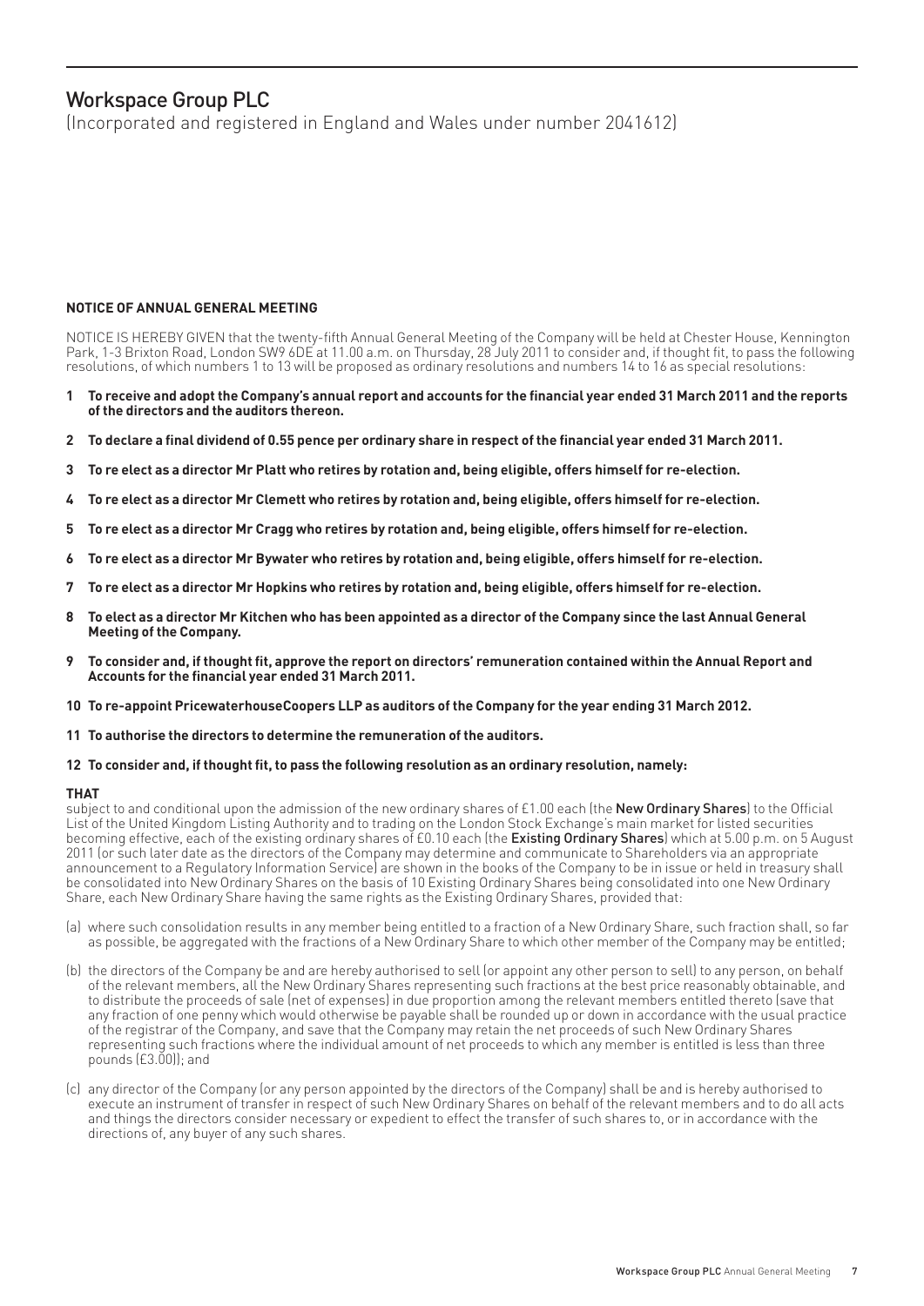# Workspace Group PLC

(Incorporated and registered in England and Wales under number 2041612)

**NOTICE OF ANNUAL GENERAL MEETING**

NOTICE IS HEREBY GIVEN that the twenty-fifth Annual General Meeting of the Company will be held at Chester House, Kennington Park, 1-3 Brixton Road, London SW9 6DE at 11.00 a.m. on Thursday, 28 July 2011 to consider and, if thought fit, to pass the following resolutions, of which numbers 1 to 13 will be proposed as ordinary resolutions and numbers 14 to 16 as special resolutions:

1. **To receive and adopt the Company's annual report and accounts for the financial year ended 31 March 2011 and the reports of the directors and the auditors thereon.**
2. **To declare a final dividend of 0.55 pence per ordinary share in respect of the financial year ended 31 March 2011.**
3. **To re elect as a director Mr Platt who retires by rotation and, being eligible, offers himself for re-election.**
4. **To re elect as a director Mr Clemett who retires by rotation and, being eligible, offers himself for re-election.**
5. **To re elect as a director Mr Cragg who retires by rotation and, being eligible, offers himself for re-election.**
6. **To re elect as a director Mr Bywater who retires by rotation and, being eligible, offers himself for re-election.**
7. **To re elect as a director Mr Hopkins who retires by rotation and, being eligible, offers himself for re-election.**
8. **To elect as a director Mr Kitchen who has been appointed as a director of the Company since the last Annual General Meeting of the Company.**
9. **To consider and, if thought fit, approve the report on directors' remuneration contained within the Annual Report and Accounts for the financial year ended 31 March 2011.**
10. **To re-appoint PricewaterhouseCoopers LLP as auditors of the Company for the year ending 31 March 2012.**
11. **To authorise the directors to determine the remuneration of the auditors.**
12. **To consider and, if thought fit, to pass the following resolution as an ordinary resolution, namely:**

**THAT**
subject to and conditional upon the admission of the new ordinary shares of £1.00 each (the **New Ordinary Shares**) to the Official List of the United Kingdom Listing Authority and to trading on the London Stock Exchange's main market for listed securities becoming effective, each of the existing ordinary shares of £0.10 each (the **Existing Ordinary Shares**) which at 5.00 p.m. on 5 August 2011 (or such later date as the directors of the Company may determine and communicate to Shareholders via an appropriate announcement to a Regulatory Information Service) are shown in the books of the Company to be in issue or held in treasury shall be consolidated into New Ordinary Shares on the basis of 10 Existing Ordinary Shares being consolidated into one New Ordinary Share, each New Ordinary Share having the same rights as the Existing Ordinary Shares, provided that:

(a) where such consolidation results in any member being entitled to a fraction of a New Ordinary Share, such fraction shall, so far as possible, be aggregated with the fractions of a New Ordinary Share to which other member of the Company may be entitled;

(b) the directors of the Company be and are hereby authorised to sell (or appoint any other person to sell) to any person, on behalf of the relevant members, all the New Ordinary Shares representing such fractions at the best price reasonably obtainable, and to distribute the proceeds of sale (net of expenses) in due proportion among the relevant members entitled thereto (save that any fraction of one penny which would otherwise be payable shall be rounded up or down in accordance with the usual practice of the registrar of the Company, and save that the Company may retain the net proceeds of such New Ordinary Shares representing such fractions where the individual amount of net proceeds to which any member is entitled is less than three pounds (£3.00)); and

(c) any director of the Company (or any person appointed by the directors of the Company) shall be and is hereby authorised to execute an instrument of transfer in respect of such New Ordinary Shares on behalf of the relevant members and to do all acts and things the directors consider necessary or expedient to effect the transfer of such shares to, or in accordance with the directions of, any buyer of any such shares.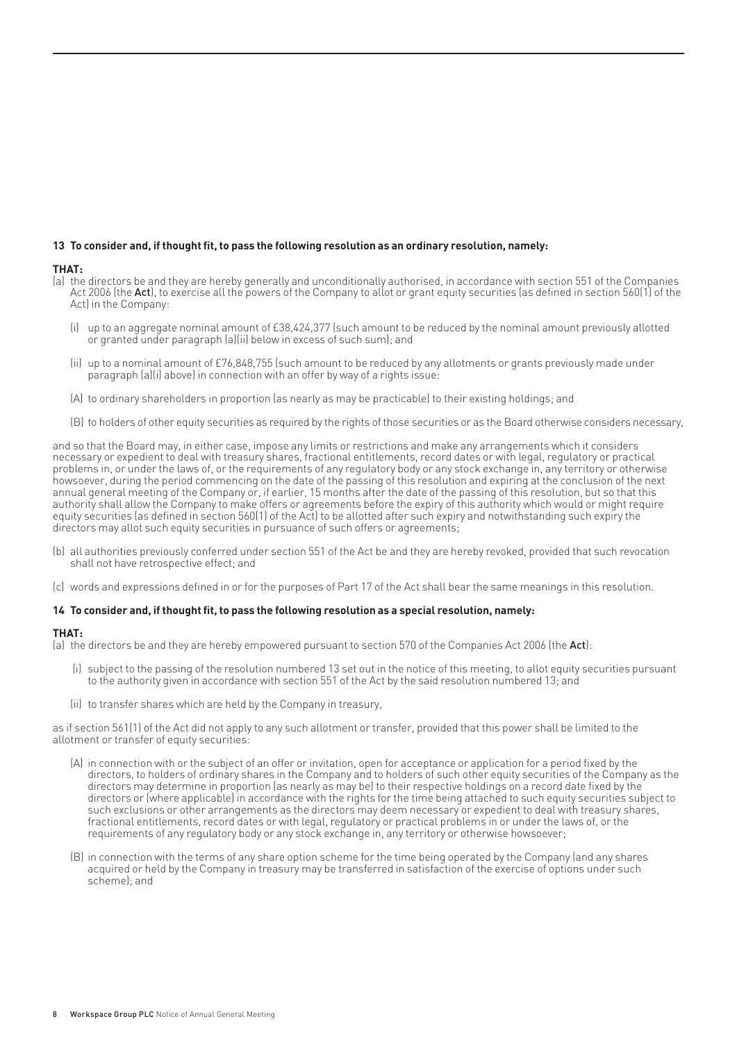**13 To consider and, if thought fit, to pass the following resolution as an ordinary resolution, namely:**

**THAT:**

(a) the directors be and they are hereby generally and unconditionally authorised, in accordance with section 551 of the Companies Act 2006 (the **Act**), to exercise all the powers of the Company to allot or grant equity securities (as defined in section 560(1) of the Act) in the Company:

(i) up to an aggregate nominal amount of £38,424,377 (such amount to be reduced by the nominal amount previously allotted or granted under paragraph (a)(ii) below in excess of such sum); and

(ii) up to a nominal amount of £76,848,755 (such amount to be reduced by any allotments or grants previously made under paragraph (a)(i) above) in connection with an offer by way of a rights issue:

(A) to ordinary shareholders in proportion (as nearly as may be practicable) to their existing holdings; and

(B) to holders of other equity securities as required by the rights of those securities or as the Board otherwise considers necessary,

and so that the Board may, in either case, impose any limits or restrictions and make any arrangements which it considers necessary or expedient to deal with treasury shares, fractional entitlements, record dates or with legal, regulatory or practical problems in, or under the laws of, or the requirements of any regulatory body or any stock exchange in, any territory or otherwise howsoever, during the period commencing on the date of the passing of this resolution and expiring at the conclusion of the next annual general meeting of the Company or, if earlier, 15 months after the date of the passing of this resolution, but so that this authority shall allow the Company to make offers or agreements before the expiry of this authority which would or might require equity securities (as defined in section 560(1) of the Act) to be allotted after such expiry and notwithstanding such expiry the directors may allot such equity securities in pursuance of such offers or agreements;

(b) all authorities previously conferred under section 551 of the Act be and they are hereby revoked, provided that such revocation shall not have retrospective effect; and

(c) words and expressions defined in or for the purposes of Part 17 of the Act shall bear the same meanings in this resolution.

**14 To consider and, if thought fit, to pass the following resolution as a special resolution, namely:**

**THAT:**

(a) the directors be and they are hereby empowered pursuant to section 570 of the Companies Act 2006 (the **Act**):

(i) subject to the passing of the resolution numbered 13 set out in the notice of this meeting, to allot equity securities pursuant to the authority given in accordance with section 551 of the Act by the said resolution numbered 13; and

(ii) to transfer shares which are held by the Company in treasury,

as if section 561(1) of the Act did not apply to any such allotment or transfer, provided that this power shall be limited to the allotment or transfer of equity securities:

(A) in connection with or the subject of an offer or invitation, open for acceptance or application for a period fixed by the directors, to holders of ordinary shares in the Company and to holders of such other equity securities of the Company as the directors may determine in proportion (as nearly as may be) to their respective holdings on a record date fixed by the directors or (where applicable) in accordance with the rights for the time being attached to such equity securities subject to such exclusions or other arrangements as the directors may deem necessary or expedient to deal with treasury shares, fractional entitlements, record dates or with legal, regulatory or practical problems in or under the laws of, or the requirements of any regulatory body or any stock exchange in, any territory or otherwise howsoever;

(B) in connection with the terms of any share option scheme for the time being operated by the Company (and any shares acquired or held by the Company in treasury may be transferred in satisfaction of the exercise of options under such scheme); and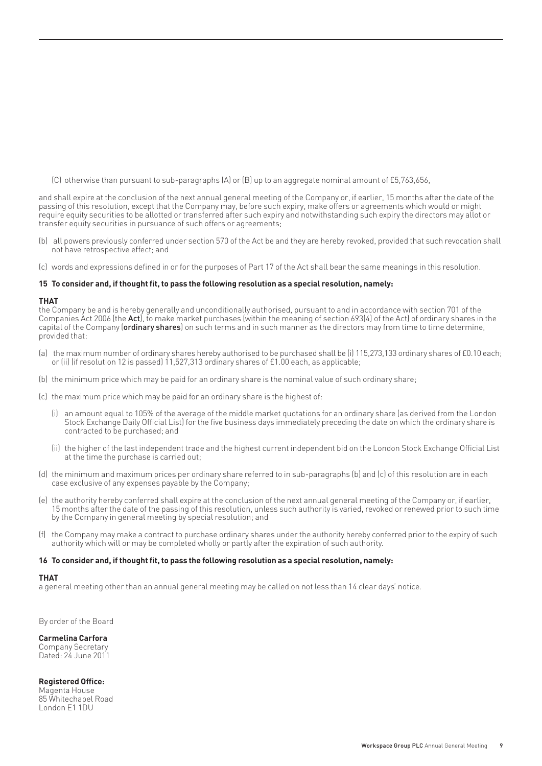(C) otherwise than pursuant to sub-paragraphs (A) or (B) up to an aggregate nominal amount of £5,763,656,

and shall expire at the conclusion of the next annual general meeting of the Company or, if earlier, 15 months after the date of the passing of this resolution, except that the Company may, before such expiry, make offers or agreements which would or might require equity securities to be allotted or transferred after such expiry and notwithstanding such expiry the directors may allot or transfer equity securities in pursuance of such offers or agreements;

(b) all powers previously conferred under section 570 of the Act be and they are hereby revoked, provided that such revocation shall not have retrospective effect; and

(c) words and expressions defined in or for the purposes of Part 17 of the Act shall bear the same meanings in this resolution.

**15 To consider and, if thought fit, to pass the following resolution as a special resolution, namely:**

**THAT**

the Company be and is hereby generally and unconditionally authorised, pursuant to and in accordance with section 701 of the Companies Act 2006 (the **Act**), to make market purchases (within the meaning of section 693(4) of the Act) of ordinary shares in the capital of the Company (**ordinary shares**) on such terms and in such manner as the directors may from time to time determine, provided that:

(a) the maximum number of ordinary shares hereby authorised to be purchased shall be (i) 115,273,133 ordinary shares of £0.10 each; or (ii) (if resolution 12 is passed) 11,527,313 ordinary shares of £1.00 each, as applicable;

(b) the minimum price which may be paid for an ordinary share is the nominal value of such ordinary share;

(c) the maximum price which may be paid for an ordinary share is the highest of:

(i) an amount equal to 105% of the average of the middle market quotations for an ordinary share (as derived from the London Stock Exchange Daily Official List) for the five business days immediately preceding the date on which the ordinary share is contracted to be purchased; and

(ii) the higher of the last independent trade and the highest current independent bid on the London Stock Exchange Official List at the time the purchase is carried out;

(d) the minimum and maximum prices per ordinary share referred to in sub-paragraphs (b) and (c) of this resolution are in each case exclusive of any expenses payable by the Company;

(e) the authority hereby conferred shall expire at the conclusion of the next annual general meeting of the Company or, if earlier, 15 months after the date of the passing of this resolution, unless such authority is varied, revoked or renewed prior to such time by the Company in general meeting by special resolution; and

(f) the Company may make a contract to purchase ordinary shares under the authority hereby conferred prior to the expiry of such authority which will or may be completed wholly or partly after the expiration of such authority.

**16 To consider and, if thought fit, to pass the following resolution as a special resolution, namely:**

**THAT**

a general meeting other than an annual general meeting may be called on not less than 14 clear days' notice.

By order of the Board

**Carmelina Carfora**
Company Secretary
Dated: 24 June 2011

**Registered Office:**
Magenta House
85 Whitechapel Road
London E1 1DU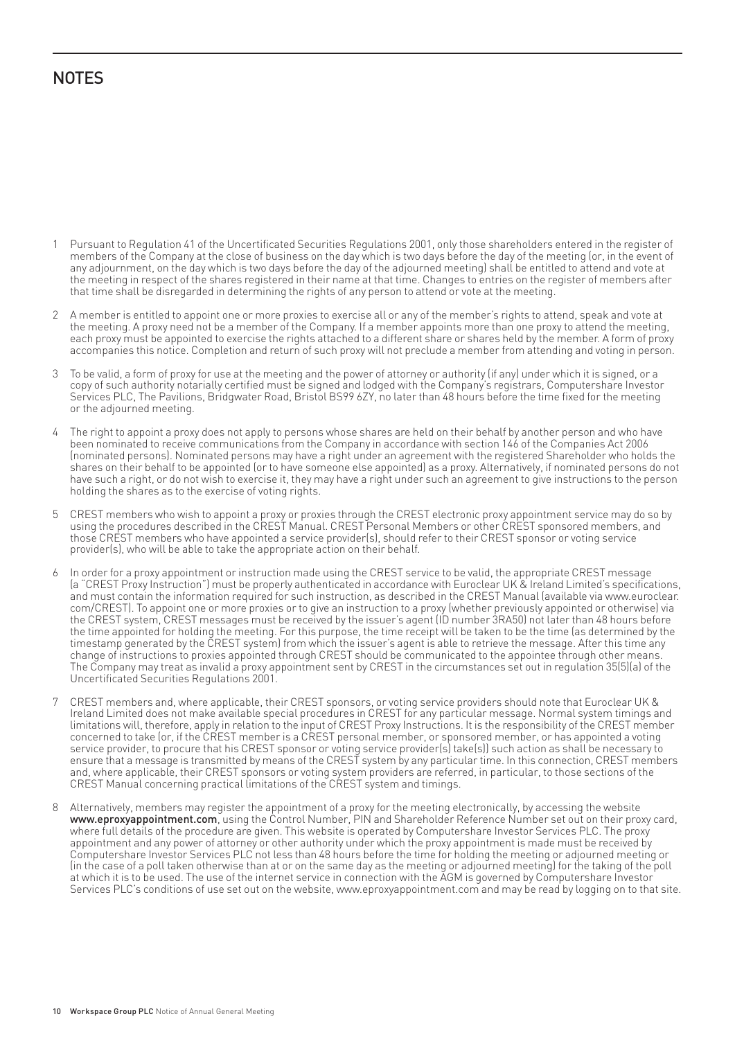# NOTES

1. Pursuant to Regulation 41 of the Uncertificated Securities Regulations 2001, only those shareholders entered in the register of members of the Company at the close of business on the day which is two days before the day of the meeting (or, in the event of any adjournment, on the day which is two days before the day of the adjourned meeting) shall be entitled to attend and vote at the meeting in respect of the shares registered in their name at that time. Changes to entries on the register of members after that time shall be disregarded in determining the rights of any person to attend or vote at the meeting.

2. A member is entitled to appoint one or more proxies to exercise all or any of the member's rights to attend, speak and vote at the meeting. A proxy need not be a member of the Company. If a member appoints more than one proxy to attend the meeting, each proxy must be appointed to exercise the rights attached to a different share or shares held by the member. A form of proxy accompanies this notice. Completion and return of such proxy will not preclude a member from attending and voting in person.

3. To be valid, a form of proxy for use at the meeting and the power of attorney or authority (if any) under which it is signed, or a copy of such authority notarially certified must be signed and lodged with the Company's registrars, Computershare Investor Services PLC, The Pavilions, Bridgwater Road, Bristol BS99 6ZY, no later than 48 hours before the time fixed for the meeting or the adjourned meeting.

4. The right to appoint a proxy does not apply to persons whose shares are held on their behalf by another person and who have been nominated to receive communications from the Company in accordance with section 146 of the Companies Act 2006 (nominated persons). Nominated persons may have a right under an agreement with the registered Shareholder who holds the shares on their behalf to be appointed (or to have someone else appointed) as a proxy. Alternatively, if nominated persons do not have such a right, or do not wish to exercise it, they may have a right under such an agreement to give instructions to the person holding the shares as to the exercise of voting rights.

5. CREST members who wish to appoint a proxy or proxies through the CREST electronic proxy appointment service may do so by using the procedures described in the CREST Manual. CREST Personal Members or other CREST sponsored members, and those CREST members who have appointed a service provider(s), should refer to their CREST sponsor or voting service provider(s), who will be able to take the appropriate action on their behalf.

6. In order for a proxy appointment or instruction made using the CREST service to be valid, the appropriate CREST message (a "CREST Proxy Instruction") must be properly authenticated in accordance with Euroclear UK & Ireland Limited's specifications, and must contain the information required for such instruction, as described in the CREST Manual (available via www.euroclear.com/CREST). To appoint one or more proxies or to give an instruction to a proxy (whether previously appointed or otherwise) via the CREST system, CREST messages must be received by the issuer's agent (ID number 3RA50) not later than 48 hours before the time appointed for holding the meeting. For this purpose, the time receipt will be taken to be the time (as determined by the timestamp generated by the CREST system) from which the issuer's agent is able to retrieve the message. After this time any change of instructions to proxies appointed through CREST should be communicated to the appointee through other means. The Company may treat as invalid a proxy appointment sent by CREST in the circumstances set out in regulation 35(5)(a) of the Uncertificated Securities Regulations 2001.

7. CREST members and, where applicable, their CREST sponsors, or voting service providers should note that Euroclear UK & Ireland Limited does not make available special procedures in CREST for any particular message. Normal system timings and limitations will, therefore, apply in relation to the input of CREST Proxy Instructions. It is the responsibility of the CREST member concerned to take (or, if the CREST member is a CREST personal member, or sponsored member, or has appointed a voting service provider, to procure that his CREST sponsor or voting service provider(s) take(s)) such action as shall be necessary to ensure that a message is transmitted by means of the CREST system by any particular time. In this connection, CREST members and, where applicable, their CREST sponsors or voting system providers are referred, in particular, to those sections of the CREST Manual concerning practical limitations of the CREST system and timings.

8. Alternatively, members may register the appointment of a proxy for the meeting electronically, by accessing the website **www.eproxyappointment.com**, using the Control Number, PIN and Shareholder Reference Number set out on their proxy card, where full details of the procedure are given. This website is operated by Computershare Investor Services PLC. The proxy appointment and any power of attorney or other authority under which the proxy appointment is made must be received by Computershare Investor Services PLC not less than 48 hours before the time for holding the meeting or adjourned meeting or (in the case of a poll taken otherwise than at or on the same day as the meeting or adjourned meeting) for the taking of the poll at which it is to be used. The use of the internet service in connection with the AGM is governed by Computershare Investor Services PLC's conditions of use set out on the website, www.eproxyappointment.com and may be read by logging on to that site.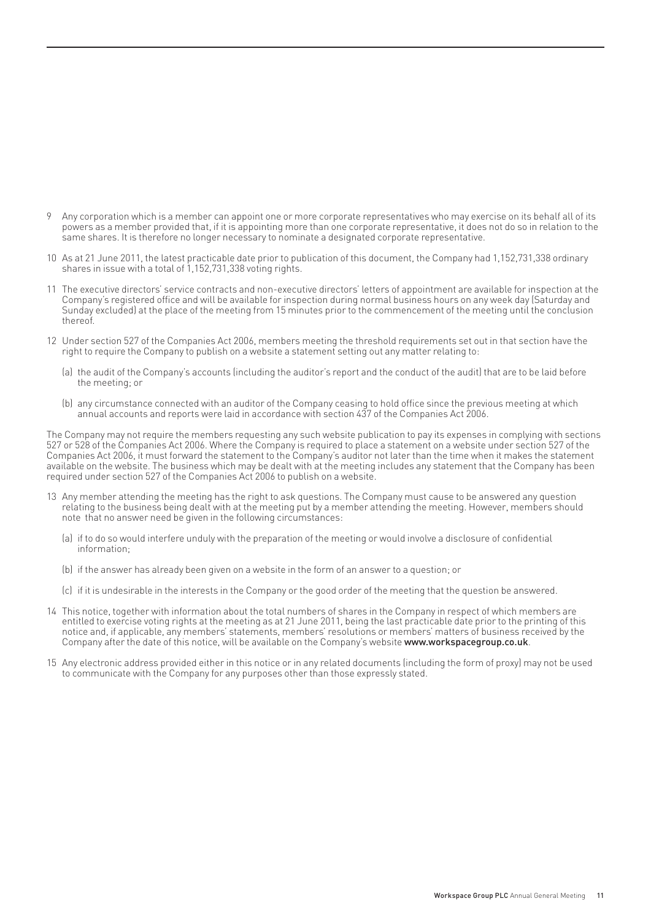9 Any corporation which is a member can appoint one or more corporate representatives who may exercise on its behalf all of its powers as a member provided that, if it is appointing more than one corporate representative, it does not do so in relation to the same shares. It is therefore no longer necessary to nominate a designated corporate representative.

10 As at 21 June 2011, the latest practicable date prior to publication of this document, the Company had 1,152,731,338 ordinary shares in issue with a total of 1,152,731,338 voting rights.

11 The executive directors' service contracts and non-executive directors' letters of appointment are available for inspection at the Company's registered office and will be available for inspection during normal business hours on any week day (Saturday and Sunday excluded) at the place of the meeting from 15 minutes prior to the commencement of the meeting until the conclusion thereof.

12 Under section 527 of the Companies Act 2006, members meeting the threshold requirements set out in that section have the right to require the Company to publish on a website a statement setting out any matter relating to:

(a) the audit of the Company's accounts (including the auditor's report and the conduct of the audit) that are to be laid before the meeting; or

(b) any circumstance connected with an auditor of the Company ceasing to hold office since the previous meeting at which annual accounts and reports were laid in accordance with section 437 of the Companies Act 2006.

The Company may not require the members requesting any such website publication to pay its expenses in complying with sections 527 or 528 of the Companies Act 2006. Where the Company is required to place a statement on a website under section 527 of the Companies Act 2006, it must forward the statement to the Company's auditor not later than the time when it makes the statement available on the website. The business which may be dealt with at the meeting includes any statement that the Company has been required under section 527 of the Companies Act 2006 to publish on a website.

13 Any member attending the meeting has the right to ask questions. The Company must cause to be answered any question relating to the business being dealt with at the meeting put by a member attending the meeting. However, members should note that no answer need be given in the following circumstances:

(a) if to do so would interfere unduly with the preparation of the meeting or would involve a disclosure of confidential information;

(b) if the answer has already been given on a website in the form of an answer to a question; or

(c) if it is undesirable in the interests in the Company or the good order of the meeting that the question be answered.

14 This notice, together with information about the total numbers of shares in the Company in respect of which members are entitled to exercise voting rights at the meeting as at 21 June 2011, being the last practicable date prior to the printing of this notice and, if applicable, any members' statements, members' resolutions or members' matters of business received by the Company after the date of this notice, will be available on the Company's website **www.workspacegroup.co.uk**.

15 Any electronic address provided either in this notice or in any related documents (including the form of proxy) may not be used to communicate with the Company for any purposes other than those expressly stated.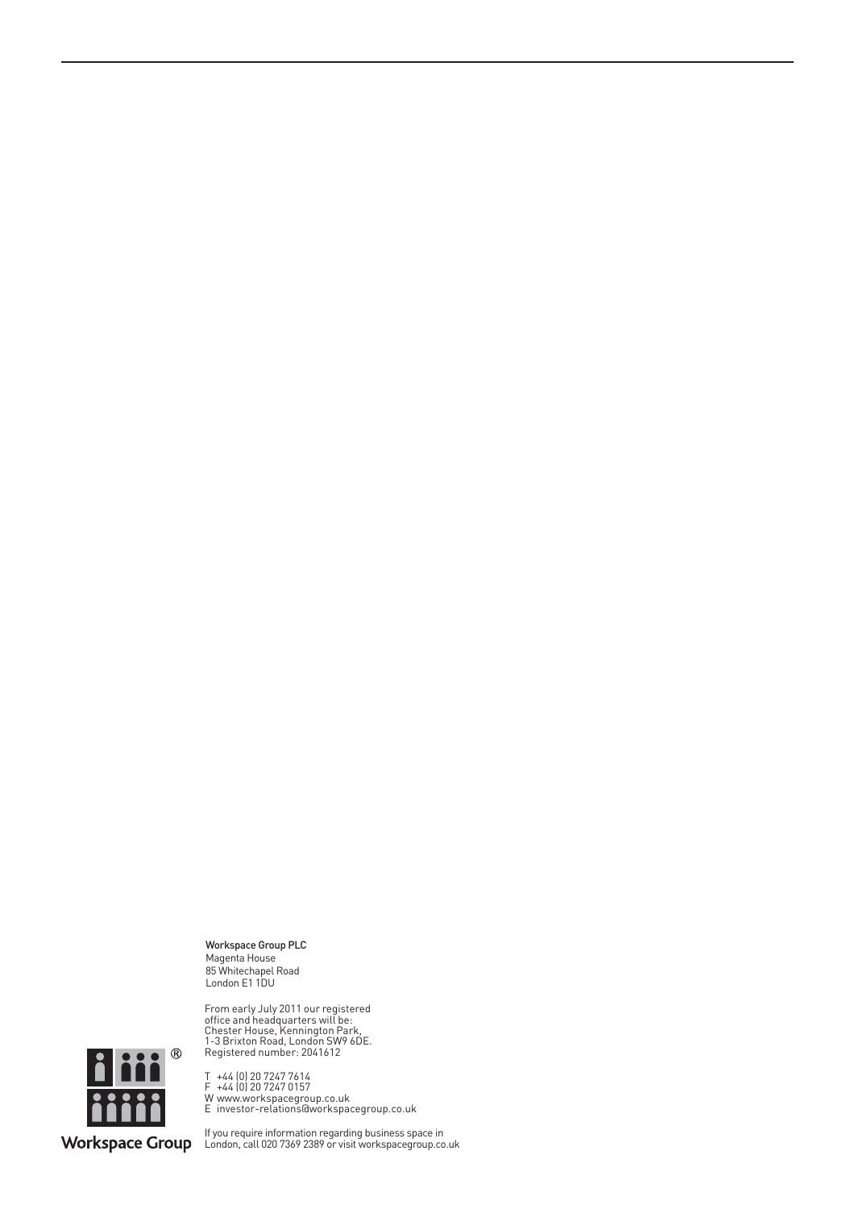**Workspace Group PLC**
Magenta House
85 Whitechapel Road
London E1 1DU

From early July 2011 our registered office and headquarters will be:
Chester House, Kennington Park,
1-3 Brixton Road, London SW9 6DE.
Registered number: 2041612

T +44 (0) 20 7247 7614
F +44 (0) 20 7247 0157
W www.workspacegroup.co.uk
E investor-relations@workspacegroup.co.uk

If you require information regarding business space in London, call 020 7369 2389 or visit workspacegroup.co.uk

Workspace Group